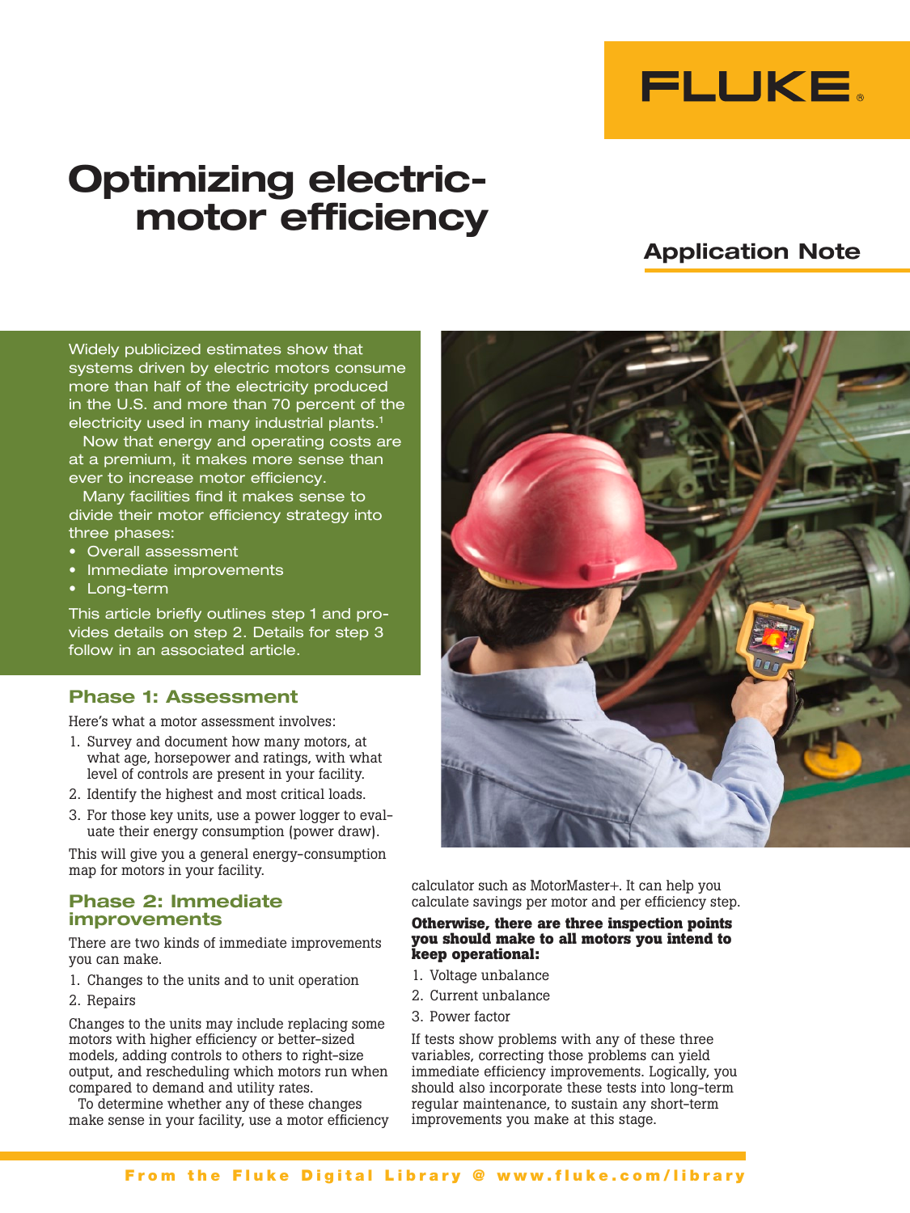# Optimizing electric-motor efficiency

## Application Note

Widely publicized estimates show that systems driven by electric motors consume more than half of the electricity produced in the U.S. and more than 70 percent of the electricity used in many industrial plants.[1]

Now that energy and operating costs are at a premium, it makes more sense than ever to increase motor efficiency.

Many facilities find it makes sense to divide their motor efficiency strategy into three phases:

- Overall assessment
- Immediate improvements
- Long-term

This article briefly outlines step 1 and provides details on step 2. Details for step 3 follow in an associated article.

### Phase 1: Assessment

Here's what a motor assessment involves:

1. Survey and document how many motors, at what age, horsepower and ratings, with what level of controls are present in your facility.
2. Identify the highest and most critical loads.
3. For those key units, use a power logger to evaluate their energy consumption (power draw).

This will give you a general energy-consumption map for motors in your facility.

### Phase 2: Immediate improvements

There are two kinds of immediate improvements you can make.

1. Changes to the units and to unit operation
2. Repairs

Changes to the units may include replacing some motors with higher efficiency or better-sized models, adding controls to others to right-size output, and rescheduling which motors run when compared to demand and utility rates.

To determine whether any of these changes make sense in your facility, use a motor efficiency calculator such as MotorMaster+. It can help you calculate savings per motor and per efficiency step.

**Otherwise, there are three inspection points you should make to all motors you intend to keep operational:**

1. Voltage unbalance
2. Current unbalance
3. Power factor

If tests show problems with any of these three variables, correcting those problems can yield immediate efficiency improvements. Logically, you should also incorporate these tests into long-term regular maintenance, to sustain any short-term improvements you make at this stage.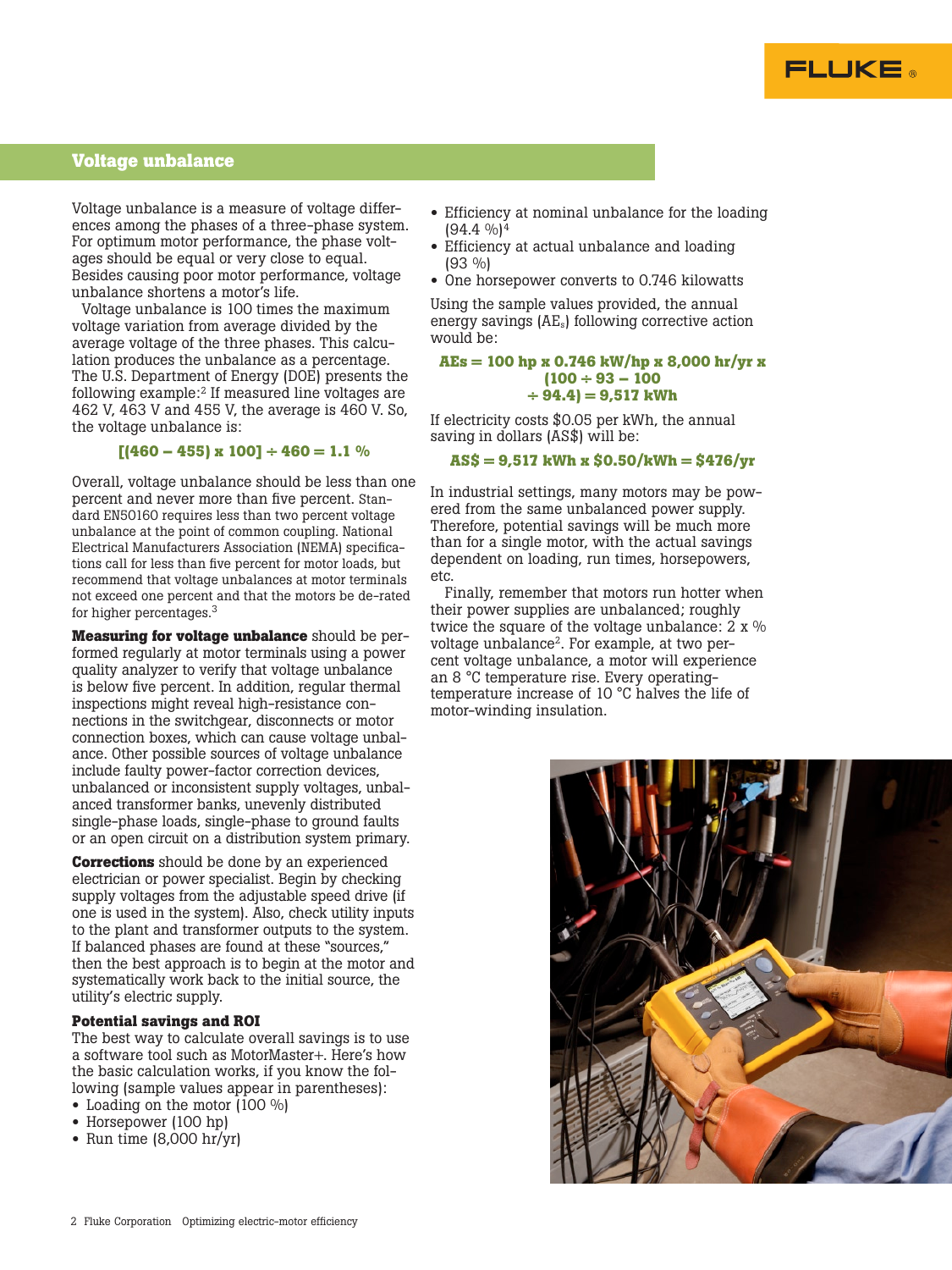## Voltage unbalance

Voltage unbalance is a measure of voltage differences among the phases of a three-phase system. For optimum motor performance, the phase voltages should be equal or very close to equal. Besides causing poor motor performance, voltage unbalance shortens a motor's life.

Voltage unbalance is 100 times the maximum voltage variation from average divided by the average voltage of the three phases. This calculation produces the unbalance as a percentage. The U.S. Department of Energy (DOE) presents the following example:[2] If measured line voltages are 462 V, 463 V and 455 V, the average is 460 V. So, the voltage unbalance is:

$$[(460 - 455) \times 100] \div 460 = 1.1\ \%$$

Overall, voltage unbalance should be less than one percent and never more than five percent. Standard EN50160 requires less than two percent voltage unbalance at the point of common coupling. National Electrical Manufacturers Association (NEMA) specifications call for less than five percent for motor loads, but recommend that voltage unbalances at motor terminals not exceed one percent and that the motors be de-rated for higher percentages.[3]

**Measuring for voltage unbalance** should be performed regularly at motor terminals using a power quality analyzer to verify that voltage unbalance is below five percent. In addition, regular thermal inspections might reveal high-resistance connections in the switchgear, disconnects or motor connection boxes, which can cause voltage unbalance. Other possible sources of voltage unbalance include faulty power-factor correction devices, unbalanced or inconsistent supply voltages, unbalanced transformer banks, unevenly distributed single-phase loads, single-phase to ground faults or an open circuit on a distribution system primary.

**Corrections** should be done by an experienced electrician or power specialist. Begin by checking supply voltages from the adjustable speed drive (if one is used in the system). Also, check utility inputs to the plant and transformer outputs to the system. If balanced phases are found at these "sources," then the best approach is to begin at the motor and systematically work back to the initial source, the utility's electric supply.

### Potential savings and ROI

The best way to calculate overall savings is to use a software tool such as MotorMaster+. Here's how the basic calculation works, if you know the following (sample values appear in parentheses):

- Loading on the motor (100 %)
- Horsepower (100 hp)
- Run time (8,000 hr/yr)
- Efficiency at nominal unbalance for the loading (94.4 %)[4]
- Efficiency at actual unbalance and loading (93 %)
- One horsepower converts to 0.746 kilowatts

Using the sample values provided, the annual energy savings ($AE_s$) following corrective action would be:

$$AEs = 100 \text{ hp} \times 0.746 \text{ kW/hp} \times 8{,}000 \text{ hr/yr} \times (100 \div 93 - 100 \div 94.4) = 9{,}517 \text{ kWh}$$

If electricity costs $0.05 per kWh, the annual saving in dollars (AS$) will be:

$$AS\$ = 9{,}517 \text{ kWh} \times \$0.50/\text{kWh} = \$476/\text{yr}$$

In industrial settings, many motors may be powered from the same unbalanced power supply. Therefore, potential savings will be much more than for a single motor, with the actual savings dependent on loading, run times, horsepowers, etc.

Finally, remember that motors run hotter when their power supplies are unbalanced; roughly twice the square of the voltage unbalance: $2 \times \%\ \text{voltage unbalance}^2$. For example, at two percent voltage unbalance, a motor will experience an 8 °C temperature rise. Every operating-temperature increase of 10 °C halves the life of motor-winding insulation.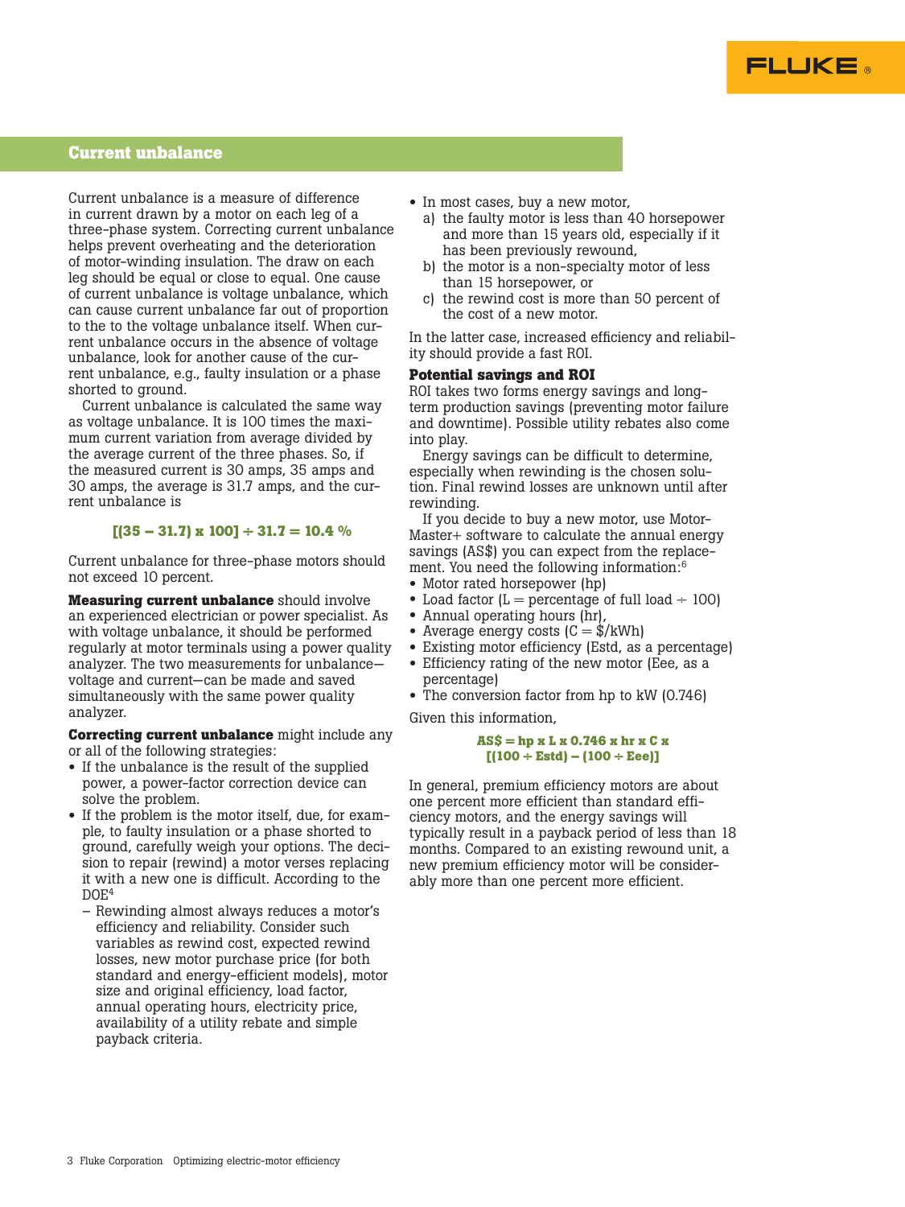## Current unbalance

Current unbalance is a measure of difference in current drawn by a motor on each leg of a three-phase system. Correcting current unbalance helps prevent overheating and the deterioration of motor-winding insulation. The draw on each leg should be equal or close to equal. One cause of current unbalance is voltage unbalance, which can cause current unbalance far out of proportion to the to the voltage unbalance itself. When current unbalance occurs in the absence of voltage unbalance, look for another cause of the current unbalance, e.g., faulty insulation or a phase shorted to ground.

Current unbalance is calculated the same way as voltage unbalance. It is 100 times the maximum current variation from average divided by the average current of the three phases. So, if the measured current is 30 amps, 35 amps and 30 amps, the average is 31.7 amps, and the current unbalance is

$$[(35 - 31.7) \times 100] \div 31.7 = 10.4\ \%$$

Current unbalance for three-phase motors should not exceed 10 percent.

**Measuring current unbalance** should involve an experienced electrician or power specialist. As with voltage unbalance, it should be performed regularly at motor terminals using a power quality analyzer. The two measurements for unbalance—voltage and current—can be made and saved simultaneously with the same power quality analyzer.

**Correcting current unbalance** might include any or all of the following strategies:

- If the unbalance is the result of the supplied power, a power-factor correction device can solve the problem.
- If the problem is the motor itself, due, for example, to faulty insulation or a phase shorted to ground, carefully weigh your options. The decision to repair (rewind) a motor verses replacing it with a new one is difficult. According to the DOE[4]
  - Rewinding almost always reduces a motor's efficiency and reliability. Consider such variables as rewind cost, expected rewind losses, new motor purchase price (for both standard and energy-efficient models), motor size and original efficiency, load factor, annual operating hours, electricity price, availability of a utility rebate and simple payback criteria.
- In most cases, buy a new motor,
  a) the faulty motor is less than 40 horsepower and more than 15 years old, especially if it has been previously rewound,
  b) the motor is a non-specialty motor of less than 15 horsepower, or
  c) the rewind cost is more than 50 percent of the cost of a new motor.

In the latter case, increased efficiency and reliability should provide a fast ROI.

**Potential savings and ROI**

ROI takes two forms energy savings and long-term production savings (preventing motor failure and downtime). Possible utility rebates also come into play.

Energy savings can be difficult to determine, especially when rewinding is the chosen solution. Final rewind losses are unknown until after rewinding.

If you decide to buy a new motor, use MotorMaster+ software to calculate the annual energy savings (AS$) you can expect from the replacement. You need the following information:[6]

- Motor rated horsepower (hp)
- Load factor (L = percentage of full load ÷ 100)
- Annual operating hours (hr),
- Average energy costs (C = $/kWh)
- Existing motor efficiency (Estd, as a percentage)
- Efficiency rating of the new motor (Eee, as a percentage)
- The conversion factor from hp to kW (0.746)

Given this information,

$$AS\$ = hp \times L \times 0.746 \times hr \times C \times [(100 \div Estd) - (100 \div Eee)]$$

In general, premium efficiency motors are about one percent more efficient than standard efficiency motors, and the energy savings will typically result in a payback period of less than 18 months. Compared to an existing rewound unit, a new premium efficiency motor will be considerably more than one percent more efficient.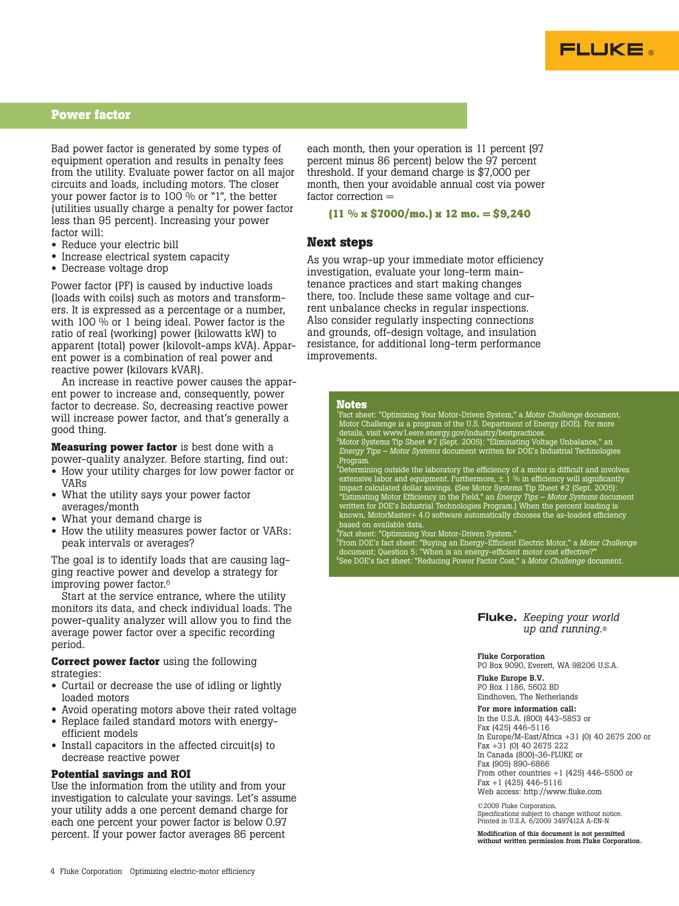## Power factor

Bad power factor is generated by some types of equipment operation and results in penalty fees from the utility. Evaluate power factor on all major circuits and loads, including motors. The closer your power factor is to 100 % or "1", the better (utilities usually charge a penalty for power factor less than 95 percent). Increasing your power factor will:

- Reduce your electric bill
- Increase electrical system capacity
- Decrease voltage drop

Power factor (PF) is caused by inductive loads (loads with coils) such as motors and transformers. It is expressed as a percentage or a number, with 100 % or 1 being ideal. Power factor is the ratio of real (working) power (kilowatts kW) to apparent (total) power (kilovolt-amps kVA). Apparent power is a combination of real power and reactive power (kilovars kVAR).

An increase in reactive power causes the apparent power to increase and, consequently, power factor to decrease. So, decreasing reactive power will increase power factor, and that's generally a good thing.

**Measuring power factor** is best done with a power-quality analyzer. Before starting, find out:

- How your utility charges for low power factor or VARs
- What the utility says your power factor averages/month
- What your demand charge is
- How the utility measures power factor or VARs: peak intervals or averages?

The goal is to identify loads that are causing lagging reactive power and develop a strategy for improving power factor.[6]

Start at the service entrance, where the utility monitors its data, and check individual loads. The power-quality analyzer will allow you to find the average power factor over a specific recording period.

**Correct power factor** using the following strategies:

- Curtail or decrease the use of idling or lightly loaded motors
- Avoid operating motors above their rated voltage
- Replace failed standard motors with energy-efficient models
- Install capacitors in the affected circuit(s) to decrease reactive power

### Potential savings and ROI

Use the information from the utility and from your investigation to calculate your savings. Let's assume your utility adds a one percent demand charge for each one percent your power factor is below 0.97 percent. If your power factor averages 86 percent each month, then your operation is 11 percent (97 percent minus 86 percent) below the 97 percent threshold. If your demand charge is $7,000 per month, then your avoidable annual cost via power factor correction =

**(11 % x $7000/mo.) x 12 mo. = $9,240**

## Next steps

As you wrap-up your immediate motor efficiency investigation, evaluate your long-term maintenance practices and start making changes there, too. Include these same voltage and current unbalance checks in regular inspections. Also consider regularly inspecting connections and grounds, off-design voltage, and insulation resistance, for additional long-term performance improvements.

### Notes

[1] Fact sheet: "Optimizing Your Motor-Driven System," a *Motor Challenge* document. Motor Challenge is a program of the U.S. Department of Energy (DOE). For more details, visit www1.eere.energy.gov/industry/bestpractices.

[2] Motor Systems Tip Sheet #7 (Sept. 2005): "Eliminating Voltage Unbalance," an *Energy Tips – Motor Systems* document written for DOE's Industrial Technologies Program.

[3] Determining outside the laboratory the efficiency of a motor is difficult and involves extensive labor and equipment. Furthermore, ± 1 % in efficiency will significantly impact calculated dollar savings. (See Motor Systems Tip Sheet #2 (Sept. 2005): "Estimating Motor Efficiency in the Field," an *Energy Tips – Motor Systems* document written for DOE's Industrial Technologies Program.) When the percent loading is known, MotorMaster+ 4.0 software automatically chooses the as-loaded efficiency based on available data.

[4] Fact sheet: "Optimizing Your Motor-Driven System."

[5] From DOE's fact sheet: "Buying an Energy-Efficient Electric Motor," a *Motor Challenge* document; Question 5: "When is an energy-efficient motor cost effective?"

[6] See DOE's fact sheet: "Reducing Power Factor Cost," a *Motor Challenge* document.

**Fluke.** *Keeping your world up and running.®*

**Fluke Corporation**
PO Box 9090, Everett, WA 98206 U.S.A.

**Fluke Europe B.V.**
PO Box 1186, 5602 BD
Eindhoven, The Netherlands

**For more information call:**
In the U.S.A. (800) 443-5853 or
Fax (425) 446-5116
In Europe/M-East/Africa +31 (0) 40 2675 200 or
Fax +31 (0) 40 2675 222
In Canada (800)-36-FLUKE or
Fax (905) 890-6866
From other countries +1 (425) 446-5500 or
Fax +1 (425) 446-5116
Web access: http://www.fluke.com

©2009 Fluke Corporation.
Specifications subject to change without notice.
Printed in U.S.A. 6/2009 3497412A A-EN-N

**Modification of this document is not permitted without written permission from Fluke Corporation.**